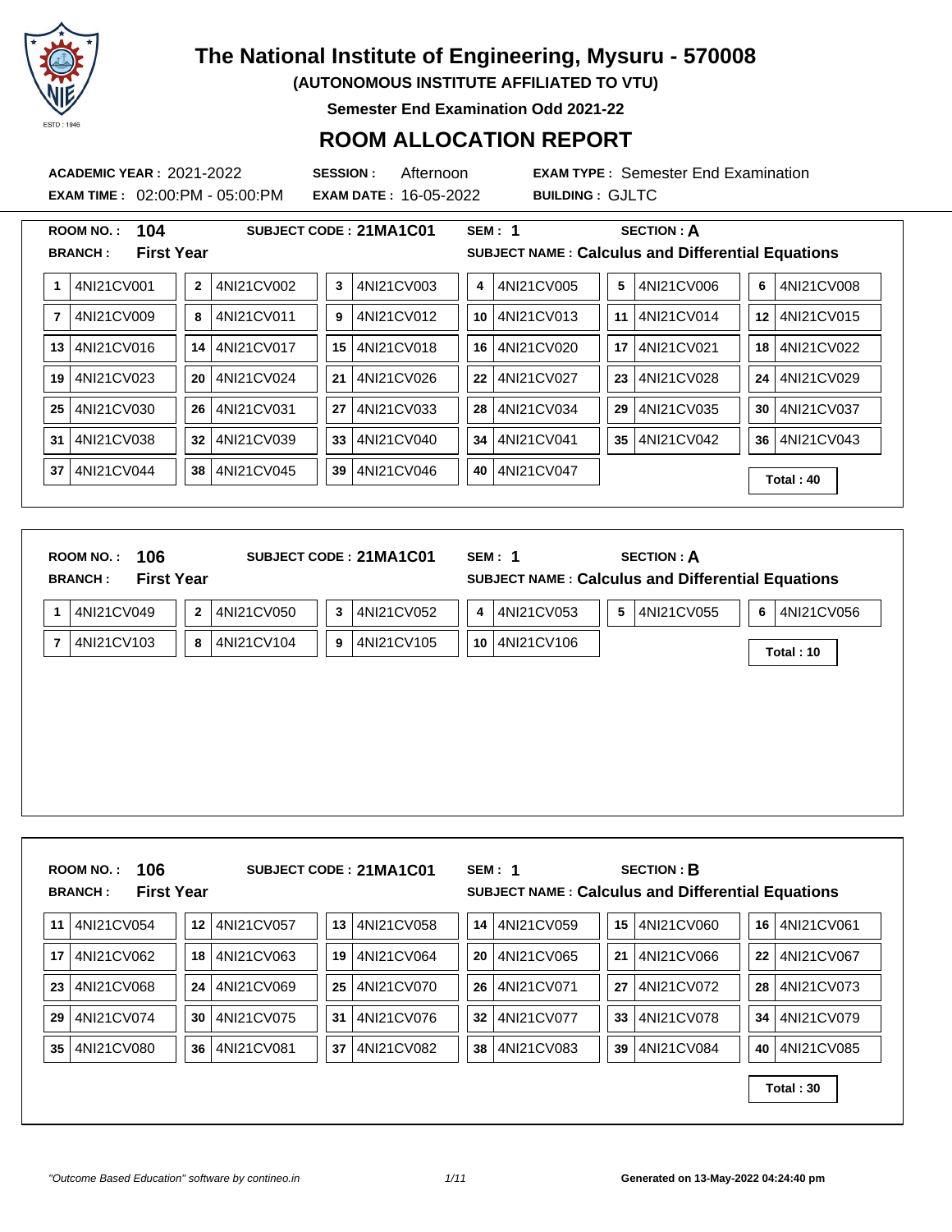# The National Institute of Engineering, Mysuru - 570008

**(AUTONOMOUS INSTITUTE AFFILIATED TO VTU)**

**Semester End Examination Odd 2021-22**

## ROOM ALLOCATION REPORT

**ACADEMIC YEAR :** 2021-2022 **SESSION :** Afternoon **EXAM TYPE :** Semester End Examination

**EXAM TIME :** 02:00:PM - 05:00:PM **EXAM DATE :** 16-05-2022 **BUILDING :** GJLTC

---

**ROOM NO. :** **104** **SUBJECT CODE :** **21MA1C01** **SEM :** **1** **SECTION :** **A**

**BRANCH :** **First Year** **SUBJECT NAME :** **Calculus and Differential Equations**

| | | | | | | | | | | | |
|---|---|---|---|---|---|---|---|---|---|---|---|
| 1 | 4NI21CV001 | 2 | 4NI21CV002 | 3 | 4NI21CV003 | 4 | 4NI21CV005 | 5 | 4NI21CV006 | 6 | 4NI21CV008 |
| 7 | 4NI21CV009 | 8 | 4NI21CV011 | 9 | 4NI21CV012 | 10 | 4NI21CV013 | 11 | 4NI21CV014 | 12 | 4NI21CV015 |
| 13 | 4NI21CV016 | 14 | 4NI21CV017 | 15 | 4NI21CV018 | 16 | 4NI21CV020 | 17 | 4NI21CV021 | 18 | 4NI21CV022 |
| 19 | 4NI21CV023 | 20 | 4NI21CV024 | 21 | 4NI21CV026 | 22 | 4NI21CV027 | 23 | 4NI21CV028 | 24 | 4NI21CV029 |
| 25 | 4NI21CV030 | 26 | 4NI21CV031 | 27 | 4NI21CV033 | 28 | 4NI21CV034 | 29 | 4NI21CV035 | 30 | 4NI21CV037 |
| 31 | 4NI21CV038 | 32 | 4NI21CV039 | 33 | 4NI21CV040 | 34 | 4NI21CV041 | 35 | 4NI21CV042 | 36 | 4NI21CV043 |
| 37 | 4NI21CV044 | 38 | 4NI21CV045 | 39 | 4NI21CV046 | 40 | 4NI21CV047 | | | | |

**Total : 40**

---

**ROOM NO. :** **106** **SUBJECT CODE :** **21MA1C01** **SEM :** **1** **SECTION :** **A**

**BRANCH :** **First Year** **SUBJECT NAME :** **Calculus and Differential Equations**

| | | | | | | | | | | | |
|---|---|---|---|---|---|---|---|---|---|---|---|
| 1 | 4NI21CV049 | 2 | 4NI21CV050 | 3 | 4NI21CV052 | 4 | 4NI21CV053 | 5 | 4NI21CV055 | 6 | 4NI21CV056 |
| 7 | 4NI21CV103 | 8 | 4NI21CV104 | 9 | 4NI21CV105 | 10 | 4NI21CV106 | | | | |

**Total : 10**

---

**ROOM NO. :** **106** **SUBJECT CODE :** **21MA1C01** **SEM :** **1** **SECTION :** **B**

**BRANCH :** **First Year** **SUBJECT NAME :** **Calculus and Differential Equations**

| | | | | | | | | | | | |
|---|---|---|---|---|---|---|---|---|---|---|---|
| 11 | 4NI21CV054 | 12 | 4NI21CV057 | 13 | 4NI21CV058 | 14 | 4NI21CV059 | 15 | 4NI21CV060 | 16 | 4NI21CV061 |
| 17 | 4NI21CV062 | 18 | 4NI21CV063 | 19 | 4NI21CV064 | 20 | 4NI21CV065 | 21 | 4NI21CV066 | 22 | 4NI21CV067 |
| 23 | 4NI21CV068 | 24 | 4NI21CV069 | 25 | 4NI21CV070 | 26 | 4NI21CV071 | 27 | 4NI21CV072 | 28 | 4NI21CV073 |
| 29 | 4NI21CV074 | 30 | 4NI21CV075 | 31 | 4NI21CV076 | 32 | 4NI21CV077 | 33 | 4NI21CV078 | 34 | 4NI21CV079 |
| 35 | 4NI21CV080 | 36 | 4NI21CV081 | 37 | 4NI21CV082 | 38 | 4NI21CV083 | 39 | 4NI21CV084 | 40 | 4NI21CV085 |

**Total : 30**

*"Outcome Based Education" software by contineo.in* **Generated on 13-May-2022 04:24:40 pm**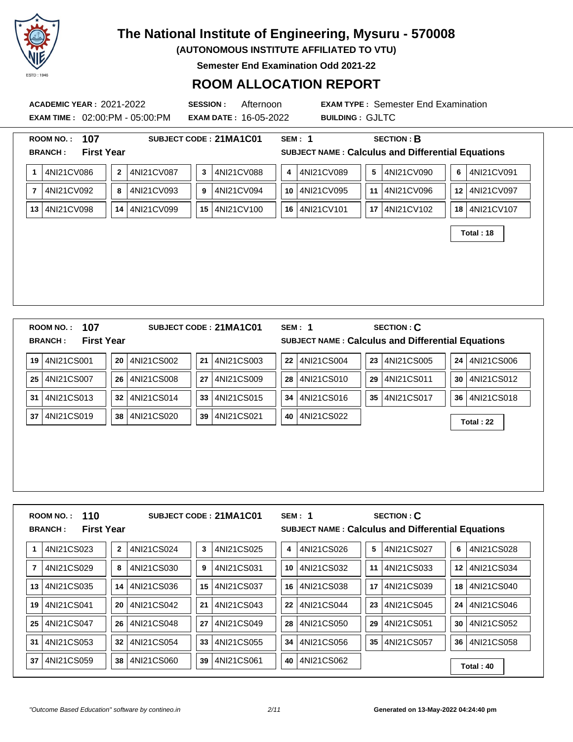# The National Institute of Engineering, Mysuru - 570008

**(AUTONOMOUS INSTITUTE AFFILIATED TO VTU)**

**Semester End Examination Odd 2021-22**

## ROOM ALLOCATION REPORT

**ACADEMIC YEAR :** 2021-2022 **SESSION :** Afternoon **EXAM TYPE :** Semester End Examination

**EXAM TIME :** 02:00:PM - 05:00:PM **EXAM DATE :** 16-05-2022 **BUILDING :** GJLTC

---

**ROOM NO. :** 107 **SUBJECT CODE : 21MA1C01** **SEM : 1** **SECTION : B**

**BRANCH : First Year** **SUBJECT NAME : Calculus and Differential Equations**

| | | | | | |
|---|---|---|---|---|---|
| 1 4NI21CV086 | 2 4NI21CV087 | 3 4NI21CV088 | 4 4NI21CV089 | 5 4NI21CV090 | 6 4NI21CV091 |
| 7 4NI21CV092 | 8 4NI21CV093 | 9 4NI21CV094 | 10 4NI21CV095 | 11 4NI21CV096 | 12 4NI21CV097 |
| 13 4NI21CV098 | 14 4NI21CV099 | 15 4NI21CV100 | 16 4NI21CV101 | 17 4NI21CV102 | 18 4NI21CV107 |

**Total : 18**

---

**ROOM NO. :** 107 **SUBJECT CODE : 21MA1C01** **SEM : 1** **SECTION : C**

**BRANCH : First Year** **SUBJECT NAME : Calculus and Differential Equations**

| | | | | | |
|---|---|---|---|---|---|
| 19 4NI21CS001 | 20 4NI21CS002 | 21 4NI21CS003 | 22 4NI21CS004 | 23 4NI21CS005 | 24 4NI21CS006 |
| 25 4NI21CS007 | 26 4NI21CS008 | 27 4NI21CS009 | 28 4NI21CS010 | 29 4NI21CS011 | 30 4NI21CS012 |
| 31 4NI21CS013 | 32 4NI21CS014 | 33 4NI21CS015 | 34 4NI21CS016 | 35 4NI21CS017 | 36 4NI21CS018 |
| 37 4NI21CS019 | 38 4NI21CS020 | 39 4NI21CS021 | 40 4NI21CS022 | | |

**Total : 22**

---

**ROOM NO. :** 110 **SUBJECT CODE : 21MA1C01** **SEM : 1** **SECTION : C**

**BRANCH : First Year** **SUBJECT NAME : Calculus and Differential Equations**

| | | | | | |
|---|---|---|---|---|---|
| 1 4NI21CS023 | 2 4NI21CS024 | 3 4NI21CS025 | 4 4NI21CS026 | 5 4NI21CS027 | 6 4NI21CS028 |
| 7 4NI21CS029 | 8 4NI21CS030 | 9 4NI21CS031 | 10 4NI21CS032 | 11 4NI21CS033 | 12 4NI21CS034 |
| 13 4NI21CS035 | 14 4NI21CS036 | 15 4NI21CS037 | 16 4NI21CS038 | 17 4NI21CS039 | 18 4NI21CS040 |
| 19 4NI21CS041 | 20 4NI21CS042 | 21 4NI21CS043 | 22 4NI21CS044 | 23 4NI21CS045 | 24 4NI21CS046 |
| 25 4NI21CS047 | 26 4NI21CS048 | 27 4NI21CS049 | 28 4NI21CS050 | 29 4NI21CS051 | 30 4NI21CS052 |
| 31 4NI21CS053 | 32 4NI21CS054 | 33 4NI21CS055 | 34 4NI21CS056 | 35 4NI21CS057 | 36 4NI21CS058 |
| 37 4NI21CS059 | 38 4NI21CS060 | 39 4NI21CS061 | 40 4NI21CS062 | | |

**Total : 40**

*"Outcome Based Education" software by contineo.in* **Generated on 13-May-2022 04:24:40 pm**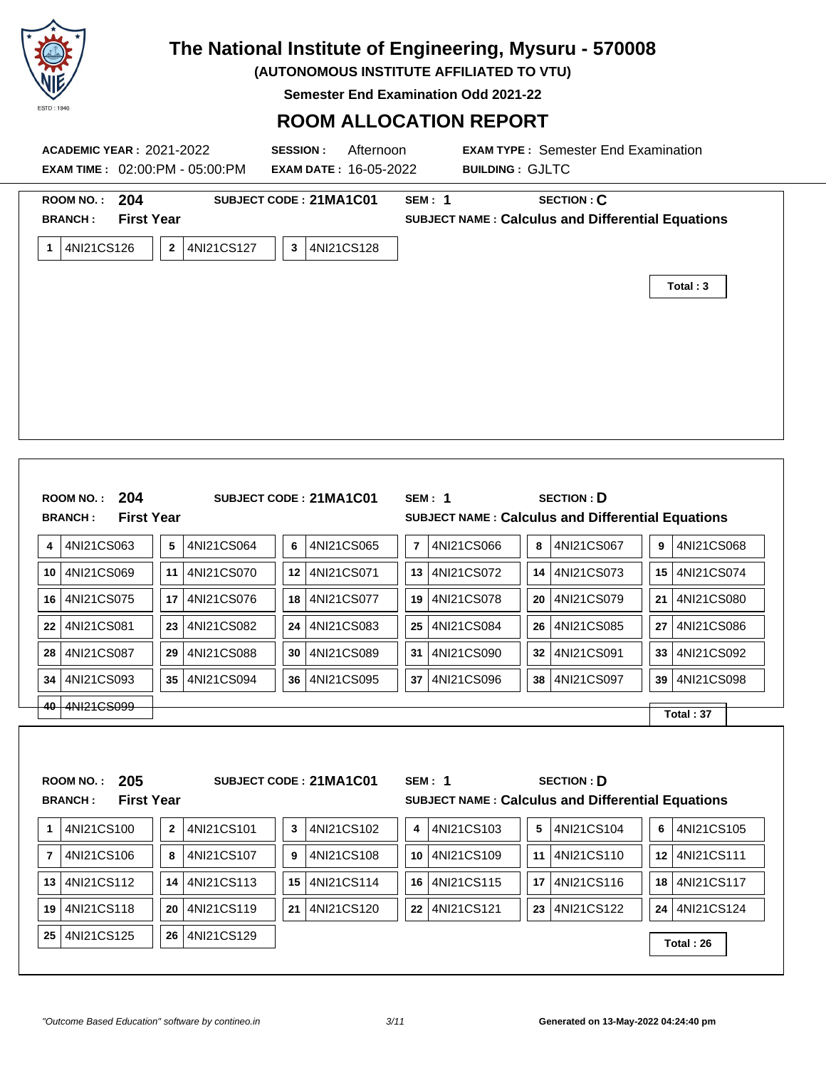# The National Institute of Engineering, Mysuru - 570008

**(AUTONOMOUS INSTITUTE AFFILIATED TO VTU)**

**Semester End Examination Odd 2021-22**

## ROOM ALLOCATION REPORT

**ACADEMIC YEAR :** 2021-2022 **SESSION :** Afternoon **EXAM TYPE :** Semester End Examination

**EXAM TIME :** 02:00:PM - 05:00:PM **EXAM DATE :** 16-05-2022 **BUILDING :** GJLTC

---

**ROOM NO. :** 204 **SUBJECT CODE :** 21MA1C01 **SEM :** 1 **SECTION :** C

**BRANCH :** First Year **SUBJECT NAME :** Calculus and Differential Equations

| | | | | | |
|---|---|---|---|---|---|
| 1 4NI21CS126 | 2 4NI21CS127 | 3 4NI21CS128 | | | |

**Total : 3**

---

**ROOM NO. :** 204 **SUBJECT CODE :** 21MA1C01 **SEM :** 1 **SECTION :** D

**BRANCH :** First Year **SUBJECT NAME :** Calculus and Differential Equations

| | | | | | |
|---|---|---|---|---|---|
| 4 4NI21CS063 | 5 4NI21CS064 | 6 4NI21CS065 | 7 4NI21CS066 | 8 4NI21CS067 | 9 4NI21CS068 |
| 10 4NI21CS069 | 11 4NI21CS070 | 12 4NI21CS071 | 13 4NI21CS072 | 14 4NI21CS073 | 15 4NI21CS074 |
| 16 4NI21CS075 | 17 4NI21CS076 | 18 4NI21CS077 | 19 4NI21CS078 | 20 4NI21CS079 | 21 4NI21CS080 |
| 22 4NI21CS081 | 23 4NI21CS082 | 24 4NI21CS083 | 25 4NI21CS084 | 26 4NI21CS085 | 27 4NI21CS086 |
| 28 4NI21CS087 | 29 4NI21CS088 | 30 4NI21CS089 | 31 4NI21CS090 | 32 4NI21CS091 | 33 4NI21CS092 |
| 34 4NI21CS093 | 35 4NI21CS094 | 36 4NI21CS095 | 37 4NI21CS096 | 38 4NI21CS097 | 39 4NI21CS098 |
| 40 4NI21CS099 | | | | | |

**Total : 37**

---

**ROOM NO. :** 205 **SUBJECT CODE :** 21MA1C01 **SEM :** 1 **SECTION :** D

**BRANCH :** First Year **SUBJECT NAME :** Calculus and Differential Equations

| | | | | | |
|---|---|---|---|---|---|
| 1 4NI21CS100 | 2 4NI21CS101 | 3 4NI21CS102 | 4 4NI21CS103 | 5 4NI21CS104 | 6 4NI21CS105 |
| 7 4NI21CS106 | 8 4NI21CS107 | 9 4NI21CS108 | 10 4NI21CS109 | 11 4NI21CS110 | 12 4NI21CS111 |
| 13 4NI21CS112 | 14 4NI21CS113 | 15 4NI21CS114 | 16 4NI21CS115 | 17 4NI21CS116 | 18 4NI21CS117 |
| 19 4NI21CS118 | 20 4NI21CS119 | 21 4NI21CS120 | 22 4NI21CS121 | 23 4NI21CS122 | 24 4NI21CS124 |
| 25 4NI21CS125 | 26 4NI21CS129 | | | | |

**Total : 26**

*"Outcome Based Education" software by contineo.in* **Generated on 13-May-2022 04:24:40 pm**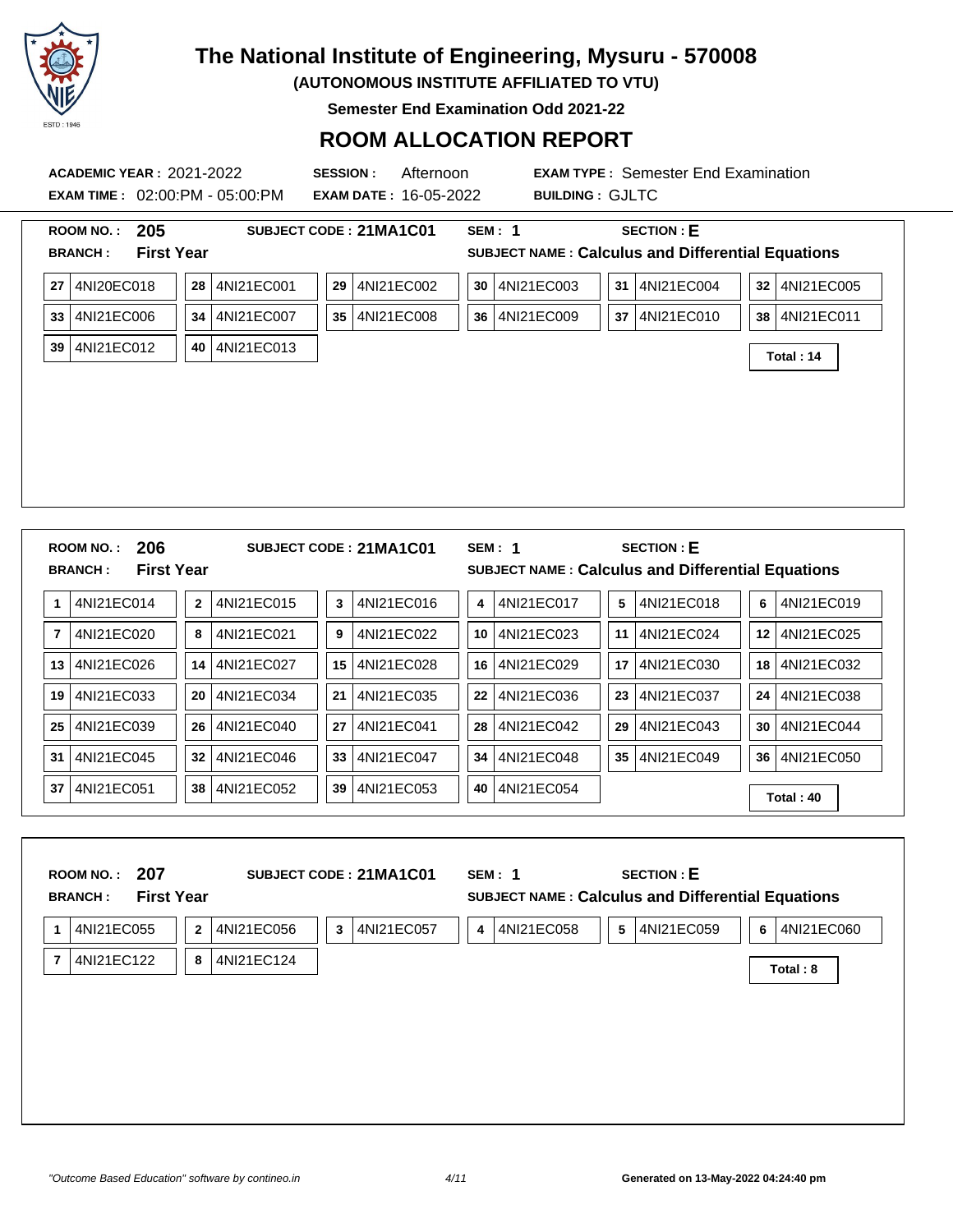# The National Institute of Engineering, Mysuru - 570008

**(AUTONOMOUS INSTITUTE AFFILIATED TO VTU)**

**Semester End Examination Odd 2021-22**

## ROOM ALLOCATION REPORT

**ACADEMIC YEAR :** 2021-2022 **SESSION :** Afternoon **EXAM TYPE :** Semester End Examination

**EXAM TIME :** 02:00:PM - 05:00:PM **EXAM DATE :** 16-05-2022 **BUILDING :** GJLTC

---

**ROOM NO. :** 205 **SUBJECT CODE :** 21MA1C01 **SEM :** 1 **SECTION :** E

**BRANCH :** First Year **SUBJECT NAME :** Calculus and Differential Equations

| | | | | | |
|---|---|---|---|---|---|
| 27 4NI20EC018 | 28 4NI21EC001 | 29 4NI21EC002 | 30 4NI21EC003 | 31 4NI21EC004 | 32 4NI21EC005 |
| 33 4NI21EC006 | 34 4NI21EC007 | 35 4NI21EC008 | 36 4NI21EC009 | 37 4NI21EC010 | 38 4NI21EC011 |
| 39 4NI21EC012 | 40 4NI21EC013 | | | | |

**Total : 14**

---

**ROOM NO. :** 206 **SUBJECT CODE :** 21MA1C01 **SEM :** 1 **SECTION :** E

**BRANCH :** First Year **SUBJECT NAME :** Calculus and Differential Equations

| | | | | | |
|---|---|---|---|---|---|
| 1 4NI21EC014 | 2 4NI21EC015 | 3 4NI21EC016 | 4 4NI21EC017 | 5 4NI21EC018 | 6 4NI21EC019 |
| 7 4NI21EC020 | 8 4NI21EC021 | 9 4NI21EC022 | 10 4NI21EC023 | 11 4NI21EC024 | 12 4NI21EC025 |
| 13 4NI21EC026 | 14 4NI21EC027 | 15 4NI21EC028 | 16 4NI21EC029 | 17 4NI21EC030 | 18 4NI21EC032 |
| 19 4NI21EC033 | 20 4NI21EC034 | 21 4NI21EC035 | 22 4NI21EC036 | 23 4NI21EC037 | 24 4NI21EC038 |
| 25 4NI21EC039 | 26 4NI21EC040 | 27 4NI21EC041 | 28 4NI21EC042 | 29 4NI21EC043 | 30 4NI21EC044 |
| 31 4NI21EC045 | 32 4NI21EC046 | 33 4NI21EC047 | 34 4NI21EC048 | 35 4NI21EC049 | 36 4NI21EC050 |
| 37 4NI21EC051 | 38 4NI21EC052 | 39 4NI21EC053 | 40 4NI21EC054 | | |

**Total : 40**

---

**ROOM NO. :** 207 **SUBJECT CODE :** 21MA1C01 **SEM :** 1 **SECTION :** E

**BRANCH :** First Year **SUBJECT NAME :** Calculus and Differential Equations

| | | | | | |
|---|---|---|---|---|---|
| 1 4NI21EC055 | 2 4NI21EC056 | 3 4NI21EC057 | 4 4NI21EC058 | 5 4NI21EC059 | 6 4NI21EC060 |
| 7 4NI21EC122 | 8 4NI21EC124 | | | | |

**Total : 8**

*"Outcome Based Education" software by contineo.in*

**Generated on 13-May-2022 04:24:40 pm**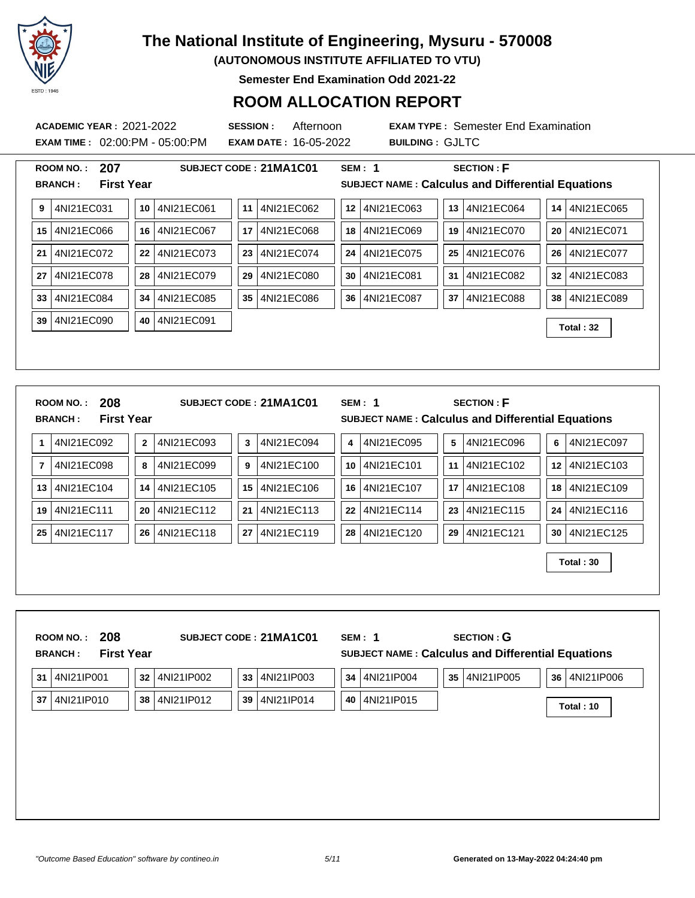# The National Institute of Engineering, Mysuru - 570008

**(AUTONOMOUS INSTITUTE AFFILIATED TO VTU)**

**Semester End Examination Odd 2021-22**

## ROOM ALLOCATION REPORT

**ACADEMIC YEAR :** 2021-2022 **SESSION :** Afternoon **EXAM TYPE :** Semester End Examination

**EXAM TIME :** 02:00:PM - 05:00:PM **EXAM DATE :** 16-05-2022 **BUILDING :** GJLTC

---

**ROOM NO. :** 207 **SUBJECT CODE :** 21MA1C01 **SEM :** 1 **SECTION :** F

**BRANCH :** First Year **SUBJECT NAME :** Calculus and Differential Equations

| | | | | | |
|---|---|---|---|---|---|
| 9 4NI21EC031 | 10 4NI21EC061 | 11 4NI21EC062 | 12 4NI21EC063 | 13 4NI21EC064 | 14 4NI21EC065 |
| 15 4NI21EC066 | 16 4NI21EC067 | 17 4NI21EC068 | 18 4NI21EC069 | 19 4NI21EC070 | 20 4NI21EC071 |
| 21 4NI21EC072 | 22 4NI21EC073 | 23 4NI21EC074 | 24 4NI21EC075 | 25 4NI21EC076 | 26 4NI21EC077 |
| 27 4NI21EC078 | 28 4NI21EC079 | 29 4NI21EC080 | 30 4NI21EC081 | 31 4NI21EC082 | 32 4NI21EC083 |
| 33 4NI21EC084 | 34 4NI21EC085 | 35 4NI21EC086 | 36 4NI21EC087 | 37 4NI21EC088 | 38 4NI21EC089 |
| 39 4NI21EC090 | 40 4NI21EC091 | | | | |

**Total : 32**

---

**ROOM NO. :** 208 **SUBJECT CODE :** 21MA1C01 **SEM :** 1 **SECTION :** F

**BRANCH :** First Year **SUBJECT NAME :** Calculus and Differential Equations

| | | | | | |
|---|---|---|---|---|---|
| 1 4NI21EC092 | 2 4NI21EC093 | 3 4NI21EC094 | 4 4NI21EC095 | 5 4NI21EC096 | 6 4NI21EC097 |
| 7 4NI21EC098 | 8 4NI21EC099 | 9 4NI21EC100 | 10 4NI21EC101 | 11 4NI21EC102 | 12 4NI21EC103 |
| 13 4NI21EC104 | 14 4NI21EC105 | 15 4NI21EC106 | 16 4NI21EC107 | 17 4NI21EC108 | 18 4NI21EC109 |
| 19 4NI21EC111 | 20 4NI21EC112 | 21 4NI21EC113 | 22 4NI21EC114 | 23 4NI21EC115 | 24 4NI21EC116 |
| 25 4NI21EC117 | 26 4NI21EC118 | 27 4NI21EC119 | 28 4NI21EC120 | 29 4NI21EC121 | 30 4NI21EC125 |

**Total : 30**

---

**ROOM NO. :** 208 **SUBJECT CODE :** 21MA1C01 **SEM :** 1 **SECTION :** G

**BRANCH :** First Year **SUBJECT NAME :** Calculus and Differential Equations

| | | | | | |
|---|---|---|---|---|---|
| 31 4NI21IP001 | 32 4NI21IP002 | 33 4NI21IP003 | 34 4NI21IP004 | 35 4NI21IP005 | 36 4NI21IP006 |
| 37 4NI21IP010 | 38 4NI21IP012 | 39 4NI21IP014 | 40 4NI21IP015 | | |

**Total : 10**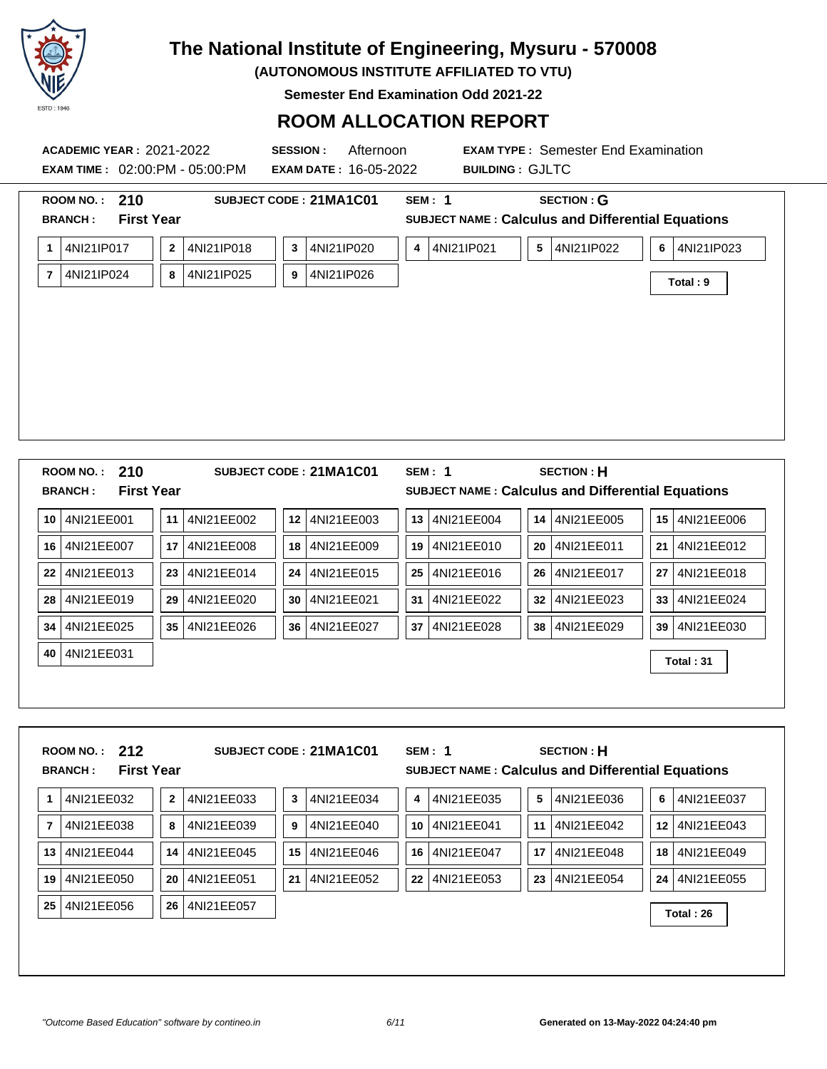# The National Institute of Engineering, Mysuru - 570008

**(AUTONOMOUS INSTITUTE AFFILIATED TO VTU)**

**Semester End Examination Odd 2021-22**

## ROOM ALLOCATION REPORT

**ACADEMIC YEAR :** 2021-2022 **SESSION :** Afternoon **EXAM TYPE :** Semester End Examination
**EXAM TIME :** 02:00:PM - 05:00:PM **EXAM DATE :** 16-05-2022 **BUILDING :** GJLTC

---

**ROOM NO. :** 210 **SUBJECT CODE :** 21MA1C01 **SEM :** 1 **SECTION :** G
**BRANCH :** First Year **SUBJECT NAME :** Calculus and Differential Equations

| | | | | | |
|---|---|---|---|---|---|
| 1 4NI21IP017 | 2 4NI21IP018 | 3 4NI21IP020 | 4 4NI21IP021 | 5 4NI21IP022 | 6 4NI21IP023 |
| 7 4NI21IP024 | 8 4NI21IP025 | 9 4NI21IP026 | | | |

**Total : 9**

---

**ROOM NO. :** 210 **SUBJECT CODE :** 21MA1C01 **SEM :** 1 **SECTION :** H
**BRANCH :** First Year **SUBJECT NAME :** Calculus and Differential Equations

| | | | | | |
|---|---|---|---|---|---|
| 10 4NI21EE001 | 11 4NI21EE002 | 12 4NI21EE003 | 13 4NI21EE004 | 14 4NI21EE005 | 15 4NI21EE006 |
| 16 4NI21EE007 | 17 4NI21EE008 | 18 4NI21EE009 | 19 4NI21EE010 | 20 4NI21EE011 | 21 4NI21EE012 |
| 22 4NI21EE013 | 23 4NI21EE014 | 24 4NI21EE015 | 25 4NI21EE016 | 26 4NI21EE017 | 27 4NI21EE018 |
| 28 4NI21EE019 | 29 4NI21EE020 | 30 4NI21EE021 | 31 4NI21EE022 | 32 4NI21EE023 | 33 4NI21EE024 |
| 34 4NI21EE025 | 35 4NI21EE026 | 36 4NI21EE027 | 37 4NI21EE028 | 38 4NI21EE029 | 39 4NI21EE030 |
| 40 4NI21EE031 | | | | | |

**Total : 31**

---

**ROOM NO. :** 212 **SUBJECT CODE :** 21MA1C01 **SEM :** 1 **SECTION :** H
**BRANCH :** First Year **SUBJECT NAME :** Calculus and Differential Equations

| | | | | | |
|---|---|---|---|---|---|
| 1 4NI21EE032 | 2 4NI21EE033 | 3 4NI21EE034 | 4 4NI21EE035 | 5 4NI21EE036 | 6 4NI21EE037 |
| 7 4NI21EE038 | 8 4NI21EE039 | 9 4NI21EE040 | 10 4NI21EE041 | 11 4NI21EE042 | 12 4NI21EE043 |
| 13 4NI21EE044 | 14 4NI21EE045 | 15 4NI21EE046 | 16 4NI21EE047 | 17 4NI21EE048 | 18 4NI21EE049 |
| 19 4NI21EE050 | 20 4NI21EE051 | 21 4NI21EE052 | 22 4NI21EE053 | 23 4NI21EE054 | 24 4NI21EE055 |
| 25 4NI21EE056 | 26 4NI21EE057 | | | | |

**Total : 26**

*"Outcome Based Education" software by contineo.in* **Generated on 13-May-2022 04:24:40 pm**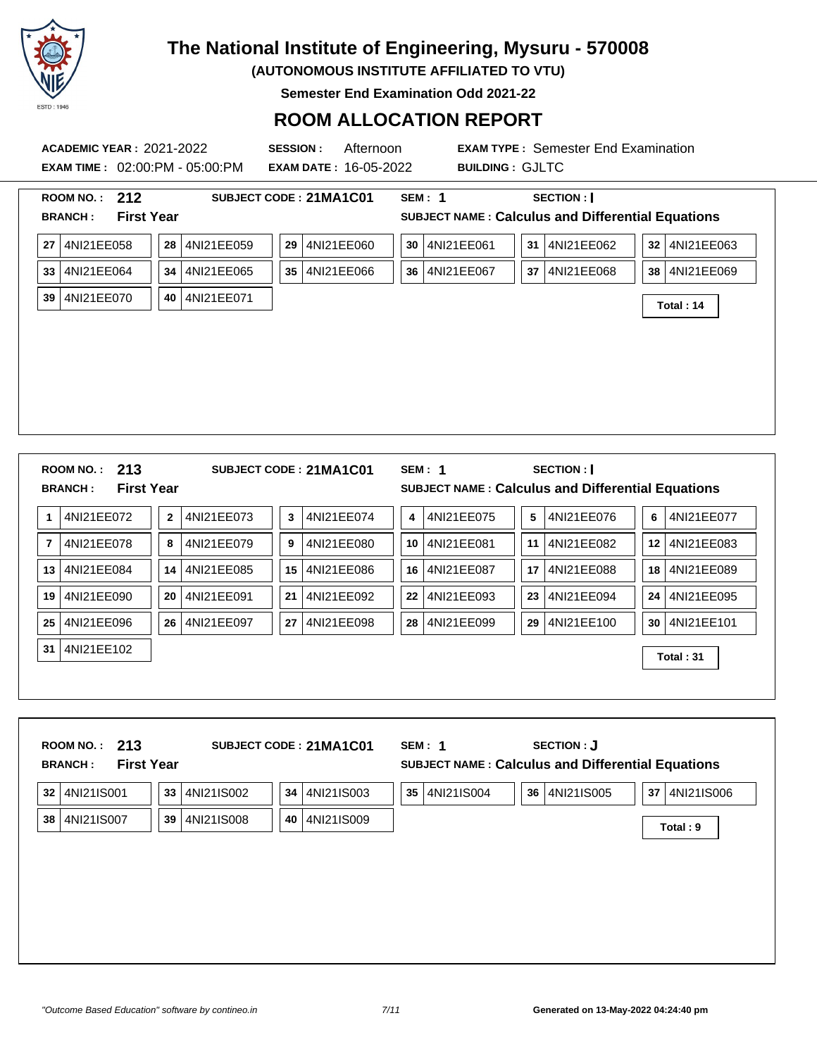# The National Institute of Engineering, Mysuru - 570008

**(AUTONOMOUS INSTITUTE AFFILIATED TO VTU)**

**Semester End Examination Odd 2021-22**

## ROOM ALLOCATION REPORT

**ACADEMIC YEAR :** 2021-2022 **SESSION :** Afternoon **EXAM TYPE :** Semester End Examination

**EXAM TIME :** 02:00:PM - 05:00:PM **EXAM DATE :** 16-05-2022 **BUILDING :** GJLTC

---

**ROOM NO. : 212** **SUBJECT CODE : 21MA1C01** **SEM : 1** **SECTION : I**

**BRANCH : First Year** **SUBJECT NAME : Calculus and Differential Equations**

| | | | | | |
|---|---|---|---|---|---|
| 27 4NI21EE058 | 28 4NI21EE059 | 29 4NI21EE060 | 30 4NI21EE061 | 31 4NI21EE062 | 32 4NI21EE063 |
| 33 4NI21EE064 | 34 4NI21EE065 | 35 4NI21EE066 | 36 4NI21EE067 | 37 4NI21EE068 | 38 4NI21EE069 |
| 39 4NI21EE070 | 40 4NI21EE071 | | | | |

**Total : 14**

---

**ROOM NO. : 213** **SUBJECT CODE : 21MA1C01** **SEM : 1** **SECTION : I**

**BRANCH : First Year** **SUBJECT NAME : Calculus and Differential Equations**

| | | | | | |
|---|---|---|---|---|---|
| 1 4NI21EE072 | 2 4NI21EE073 | 3 4NI21EE074 | 4 4NI21EE075 | 5 4NI21EE076 | 6 4NI21EE077 |
| 7 4NI21EE078 | 8 4NI21EE079 | 9 4NI21EE080 | 10 4NI21EE081 | 11 4NI21EE082 | 12 4NI21EE083 |
| 13 4NI21EE084 | 14 4NI21EE085 | 15 4NI21EE086 | 16 4NI21EE087 | 17 4NI21EE088 | 18 4NI21EE089 |
| 19 4NI21EE090 | 20 4NI21EE091 | 21 4NI21EE092 | 22 4NI21EE093 | 23 4NI21EE094 | 24 4NI21EE095 |
| 25 4NI21EE096 | 26 4NI21EE097 | 27 4NI21EE098 | 28 4NI21EE099 | 29 4NI21EE100 | 30 4NI21EE101 |
| 31 4NI21EE102 | | | | | |

**Total : 31**

---

**ROOM NO. : 213** **SUBJECT CODE : 21MA1C01** **SEM : 1** **SECTION : J**

**BRANCH : First Year** **SUBJECT NAME : Calculus and Differential Equations**

| | | | | | |
|---|---|---|---|---|---|
| 32 4NI21IS001 | 33 4NI21IS002 | 34 4NI21IS003 | 35 4NI21IS004 | 36 4NI21IS005 | 37 4NI21IS006 |
| 38 4NI21IS007 | 39 4NI21IS008 | 40 4NI21IS009 | | | |

**Total : 9**

*"Outcome Based Education" software by contineo.in* **Generated on 13-May-2022 04:24:40 pm**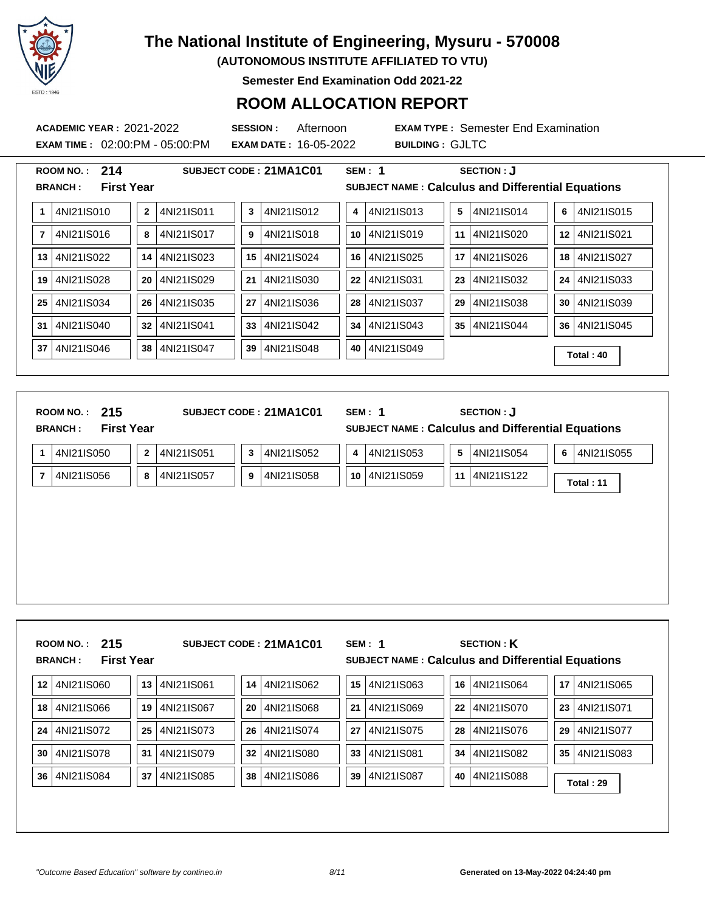# The National Institute of Engineering, Mysuru - 570008

**(AUTONOMOUS INSTITUTE AFFILIATED TO VTU)**

**Semester End Examination Odd 2021-22**

## ROOM ALLOCATION REPORT

**ACADEMIC YEAR :** 2021-2022 **SESSION :** Afternoon **EXAM TYPE :** Semester End Examination

**EXAM TIME :** 02:00:PM - 05:00:PM **EXAM DATE :** 16-05-2022 **BUILDING :** GJLTC

**ROOM NO. : 214** **SUBJECT CODE : 21MA1C01** **SEM : 1** **SECTION : J**

**BRANCH : First Year** **SUBJECT NAME : Calculus and Differential Equations**

| | | | | | |
|---|---|---|---|---|---|
| 1 4NI21IS010 | 2 4NI21IS011 | 3 4NI21IS012 | 4 4NI21IS013 | 5 4NI21IS014 | 6 4NI21IS015 |
| 7 4NI21IS016 | 8 4NI21IS017 | 9 4NI21IS018 | 10 4NI21IS019 | 11 4NI21IS020 | 12 4NI21IS021 |
| 13 4NI21IS022 | 14 4NI21IS023 | 15 4NI21IS024 | 16 4NI21IS025 | 17 4NI21IS026 | 18 4NI21IS027 |
| 19 4NI21IS028 | 20 4NI21IS029 | 21 4NI21IS030 | 22 4NI21IS031 | 23 4NI21IS032 | 24 4NI21IS033 |
| 25 4NI21IS034 | 26 4NI21IS035 | 27 4NI21IS036 | 28 4NI21IS037 | 29 4NI21IS038 | 30 4NI21IS039 |
| 31 4NI21IS040 | 32 4NI21IS041 | 33 4NI21IS042 | 34 4NI21IS043 | 35 4NI21IS044 | 36 4NI21IS045 |
| 37 4NI21IS046 | 38 4NI21IS047 | 39 4NI21IS048 | 40 4NI21IS049 | | **Total : 40** |

**ROOM NO. : 215** **SUBJECT CODE : 21MA1C01** **SEM : 1** **SECTION : J**

**BRANCH : First Year** **SUBJECT NAME : Calculus and Differential Equations**

| | | | | | |
|---|---|---|---|---|---|
| 1 4NI21IS050 | 2 4NI21IS051 | 3 4NI21IS052 | 4 4NI21IS053 | 5 4NI21IS054 | 6 4NI21IS055 |
| 7 4NI21IS056 | 8 4NI21IS057 | 9 4NI21IS058 | 10 4NI21IS059 | 11 4NI21IS122 | **Total : 11** |

**ROOM NO. : 215** **SUBJECT CODE : 21MA1C01** **SEM : 1** **SECTION : K**

**BRANCH : First Year** **SUBJECT NAME : Calculus and Differential Equations**

| | | | | | |
|---|---|---|---|---|---|
| 12 4NI21IS060 | 13 4NI21IS061 | 14 4NI21IS062 | 15 4NI21IS063 | 16 4NI21IS064 | 17 4NI21IS065 |
| 18 4NI21IS066 | 19 4NI21IS067 | 20 4NI21IS068 | 21 4NI21IS069 | 22 4NI21IS070 | 23 4NI21IS071 |
| 24 4NI21IS072 | 25 4NI21IS073 | 26 4NI21IS074 | 27 4NI21IS075 | 28 4NI21IS076 | 29 4NI21IS077 |
| 30 4NI21IS078 | 31 4NI21IS079 | 32 4NI21IS080 | 33 4NI21IS081 | 34 4NI21IS082 | 35 4NI21IS083 |
| 36 4NI21IS084 | 37 4NI21IS085 | 38 4NI21IS086 | 39 4NI21IS087 | 40 4NI21IS088 | **Total : 29** |

*"Outcome Based Education" software by contineo.in* **Generated on 13-May-2022 04:24:40 pm**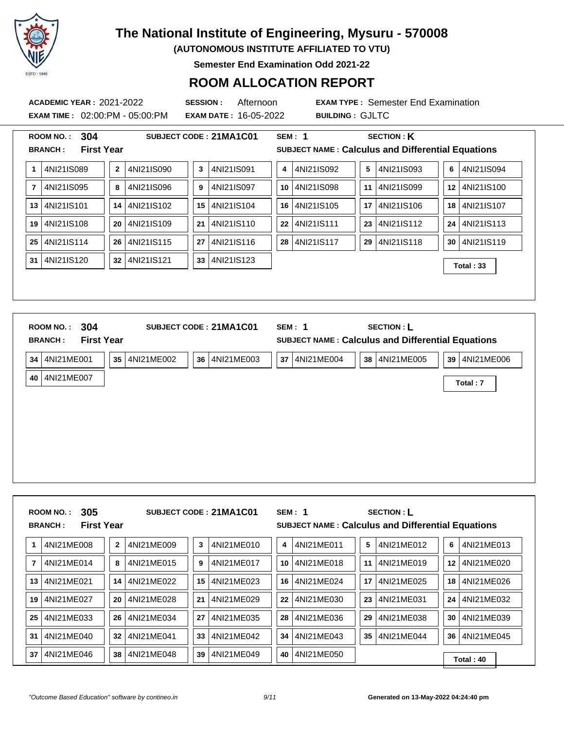# The National Institute of Engineering, Mysuru - 570008

**(AUTONOMOUS INSTITUTE AFFILIATED TO VTU)**

**Semester End Examination Odd 2021-22**

## ROOM ALLOCATION REPORT

**ACADEMIC YEAR :** 2021-2022 **SESSION :** Afternoon **EXAM TYPE :** Semester End Examination

**EXAM TIME :** 02:00:PM - 05:00:PM **EXAM DATE :** 16-05-2022 **BUILDING :** GJLTC

**ROOM NO. :** 304 **SUBJECT CODE :** 21MA1C01 **SEM :** 1 **SECTION :** K

**BRANCH :** First Year **SUBJECT NAME :** Calculus and Differential Equations

| | | | | | | | | | | | |
|---|---|---|---|---|---|---|---|---|---|---|---|
| 1 | 4NI21IS089 | 2 | 4NI21IS090 | 3 | 4NI21IS091 | 4 | 4NI21IS092 | 5 | 4NI21IS093 | 6 | 4NI21IS094 |
| 7 | 4NI21IS095 | 8 | 4NI21IS096 | 9 | 4NI21IS097 | 10 | 4NI21IS098 | 11 | 4NI21IS099 | 12 | 4NI21IS100 |
| 13 | 4NI21IS101 | 14 | 4NI21IS102 | 15 | 4NI21IS104 | 16 | 4NI21IS105 | 17 | 4NI21IS106 | 18 | 4NI21IS107 |
| 19 | 4NI21IS108 | 20 | 4NI21IS109 | 21 | 4NI21IS110 | 22 | 4NI21IS111 | 23 | 4NI21IS112 | 24 | 4NI21IS113 |
| 25 | 4NI21IS114 | 26 | 4NI21IS115 | 27 | 4NI21IS116 | 28 | 4NI21IS117 | 29 | 4NI21IS118 | 30 | 4NI21IS119 |
| 31 | 4NI21IS120 | 32 | 4NI21IS121 | 33 | 4NI21IS123 | | | | | | |

**Total : 33**

**ROOM NO. :** 304 **SUBJECT CODE :** 21MA1C01 **SEM :** 1 **SECTION :** L

**BRANCH :** First Year **SUBJECT NAME :** Calculus and Differential Equations

| | | | | | | | | | | | |
|---|---|---|---|---|---|---|---|---|---|---|---|
| 34 | 4NI21ME001 | 35 | 4NI21ME002 | 36 | 4NI21ME003 | 37 | 4NI21ME004 | 38 | 4NI21ME005 | 39 | 4NI21ME006 |
| 40 | 4NI21ME007 | | | | | | | | | | |

**Total : 7**

**ROOM NO. :** 305 **SUBJECT CODE :** 21MA1C01 **SEM :** 1 **SECTION :** L

**BRANCH :** First Year **SUBJECT NAME :** Calculus and Differential Equations

| | | | | | | | | | | | |
|---|---|---|---|---|---|---|---|---|---|---|---|
| 1 | 4NI21ME008 | 2 | 4NI21ME009 | 3 | 4NI21ME010 | 4 | 4NI21ME011 | 5 | 4NI21ME012 | 6 | 4NI21ME013 |
| 7 | 4NI21ME014 | 8 | 4NI21ME015 | 9 | 4NI21ME017 | 10 | 4NI21ME018 | 11 | 4NI21ME019 | 12 | 4NI21ME020 |
| 13 | 4NI21ME021 | 14 | 4NI21ME022 | 15 | 4NI21ME023 | 16 | 4NI21ME024 | 17 | 4NI21ME025 | 18 | 4NI21ME026 |
| 19 | 4NI21ME027 | 20 | 4NI21ME028 | 21 | 4NI21ME029 | 22 | 4NI21ME030 | 23 | 4NI21ME031 | 24 | 4NI21ME032 |
| 25 | 4NI21ME033 | 26 | 4NI21ME034 | 27 | 4NI21ME035 | 28 | 4NI21ME036 | 29 | 4NI21ME038 | 30 | 4NI21ME039 |
| 31 | 4NI21ME040 | 32 | 4NI21ME041 | 33 | 4NI21ME042 | 34 | 4NI21ME043 | 35 | 4NI21ME044 | 36 | 4NI21ME045 |
| 37 | 4NI21ME046 | 38 | 4NI21ME048 | 39 | 4NI21ME049 | 40 | 4NI21ME050 | | | | |

**Total : 40**

*"Outcome Based Education" software by contineo.in* **Generated on 13-May-2022 04:24:40 pm**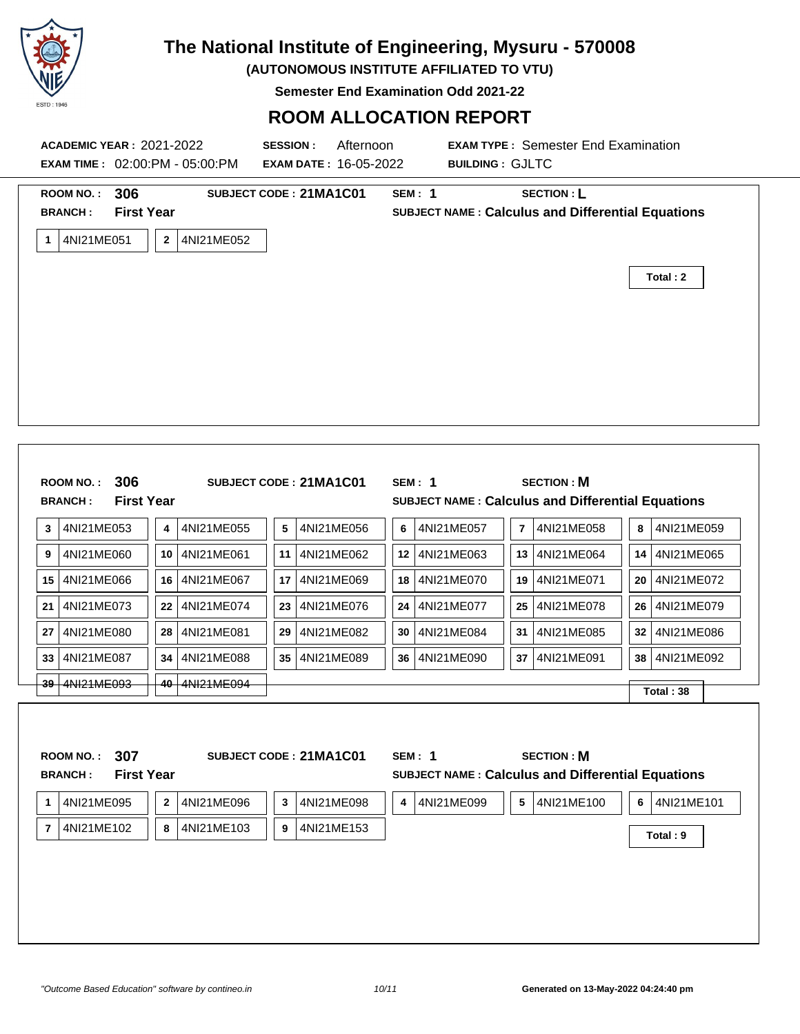# The National Institute of Engineering, Mysuru - 570008

**(AUTONOMOUS INSTITUTE AFFILIATED TO VTU)**

**Semester End Examination Odd 2021-22**

## ROOM ALLOCATION REPORT

**ACADEMIC YEAR :** 2021-2022 **SESSION :** Afternoon **EXAM TYPE :** Semester End Examination

**EXAM TIME :** 02:00:PM - 05:00:PM **EXAM DATE :** 16-05-2022 **BUILDING :** GJLTC

---

**ROOM NO. :** 306 **SUBJECT CODE :** 21MA1C01 **SEM :** 1 **SECTION :** L

**BRANCH :** First Year **SUBJECT NAME :** Calculus and Differential Equations

| | | | |
|---|---|---|---|
| 1 | 4NI21ME051 | 2 | 4NI21ME052 |

**Total : 2**

---

**ROOM NO. :** 306 **SUBJECT CODE :** 21MA1C01 **SEM :** 1 **SECTION :** M

**BRANCH :** First Year **SUBJECT NAME :** Calculus and Differential Equations

| | | | | | | | | | | | |
|---|---|---|---|---|---|---|---|---|---|---|---|
| 3 | 4NI21ME053 | 4 | 4NI21ME055 | 5 | 4NI21ME056 | 6 | 4NI21ME057 | 7 | 4NI21ME058 | 8 | 4NI21ME059 |
| 9 | 4NI21ME060 | 10 | 4NI21ME061 | 11 | 4NI21ME062 | 12 | 4NI21ME063 | 13 | 4NI21ME064 | 14 | 4NI21ME065 |
| 15 | 4NI21ME066 | 16 | 4NI21ME067 | 17 | 4NI21ME069 | 18 | 4NI21ME070 | 19 | 4NI21ME071 | 20 | 4NI21ME072 |
| 21 | 4NI21ME073 | 22 | 4NI21ME074 | 23 | 4NI21ME076 | 24 | 4NI21ME077 | 25 | 4NI21ME078 | 26 | 4NI21ME079 |
| 27 | 4NI21ME080 | 28 | 4NI21ME081 | 29 | 4NI21ME082 | 30 | 4NI21ME084 | 31 | 4NI21ME085 | 32 | 4NI21ME086 |
| 33 | 4NI21ME087 | 34 | 4NI21ME088 | 35 | 4NI21ME089 | 36 | 4NI21ME090 | 37 | 4NI21ME091 | 38 | 4NI21ME092 |
| 39 | 4NI21ME093 | 40 | 4NI21ME094 | | | | | | | | |

**Total : 38**

---

**ROOM NO. :** 307 **SUBJECT CODE :** 21MA1C01 **SEM :** 1 **SECTION :** M

**BRANCH :** First Year **SUBJECT NAME :** Calculus and Differential Equations

| | | | | | | | | | | | |
|---|---|---|---|---|---|---|---|---|---|---|---|
| 1 | 4NI21ME095 | 2 | 4NI21ME096 | 3 | 4NI21ME098 | 4 | 4NI21ME099 | 5 | 4NI21ME100 | 6 | 4NI21ME101 |
| 7 | 4NI21ME102 | 8 | 4NI21ME103 | 9 | 4NI21ME153 | | | | | | |

**Total : 9**

*"Outcome Based Education" software by contineo.in* **Generated on 13-May-2022 04:24:40 pm**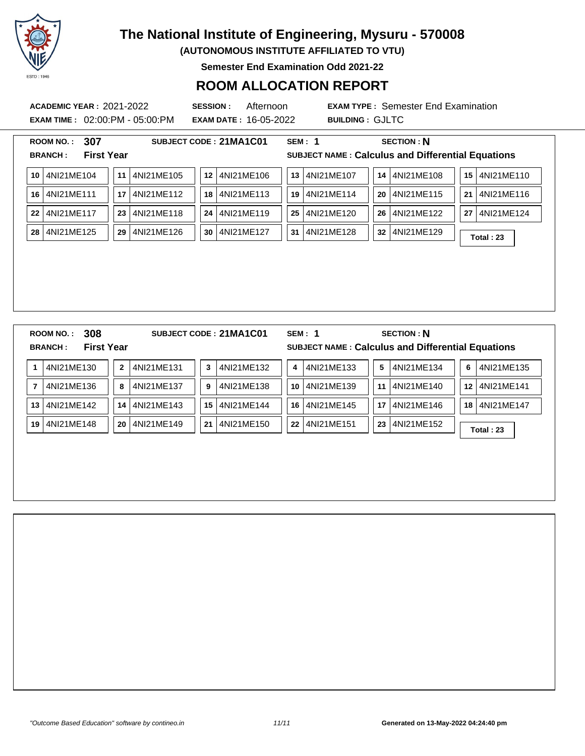# The National Institute of Engineering, Mysuru - 570008

**(AUTONOMOUS INSTITUTE AFFILIATED TO VTU)**

**Semester End Examination Odd 2021-22**

## ROOM ALLOCATION REPORT

**ACADEMIC YEAR :** 2021-2022 **SESSION :** Afternoon **EXAM TYPE :** Semester End Examination

**EXAM TIME :** 02:00:PM - 05:00:PM **EXAM DATE :** 16-05-2022 **BUILDING :** GJLTC

**ROOM NO. : 307** **SUBJECT CODE : 21MA1C01** **SEM : 1** **SECTION : N**

**BRANCH : First Year** **SUBJECT NAME : Calculus and Differential Equations**

| | | | | | |
|---|---|---|---|---|---|
| 10 4NI21ME104 | 11 4NI21ME105 | 12 4NI21ME106 | 13 4NI21ME107 | 14 4NI21ME108 | 15 4NI21ME110 |
| 16 4NI21ME111 | 17 4NI21ME112 | 18 4NI21ME113 | 19 4NI21ME114 | 20 4NI21ME115 | 21 4NI21ME116 |
| 22 4NI21ME117 | 23 4NI21ME118 | 24 4NI21ME119 | 25 4NI21ME120 | 26 4NI21ME122 | 27 4NI21ME124 |
| 28 4NI21ME125 | 29 4NI21ME126 | 30 4NI21ME127 | 31 4NI21ME128 | 32 4NI21ME129 | **Total : 23** |

**ROOM NO. : 308** **SUBJECT CODE : 21MA1C01** **SEM : 1** **SECTION : N**

**BRANCH : First Year** **SUBJECT NAME : Calculus and Differential Equations**

| | | | | | |
|---|---|---|---|---|---|
| 1 4NI21ME130 | 2 4NI21ME131 | 3 4NI21ME132 | 4 4NI21ME133 | 5 4NI21ME134 | 6 4NI21ME135 |
| 7 4NI21ME136 | 8 4NI21ME137 | 9 4NI21ME138 | 10 4NI21ME139 | 11 4NI21ME140 | 12 4NI21ME141 |
| 13 4NI21ME142 | 14 4NI21ME143 | 15 4NI21ME144 | 16 4NI21ME145 | 17 4NI21ME146 | 18 4NI21ME147 |
| 19 4NI21ME148 | 20 4NI21ME149 | 21 4NI21ME150 | 22 4NI21ME151 | 23 4NI21ME152 | **Total : 23** |

*"Outcome Based Education" software by contineo.in*

**Generated on 13-May-2022 04:24:40 pm**